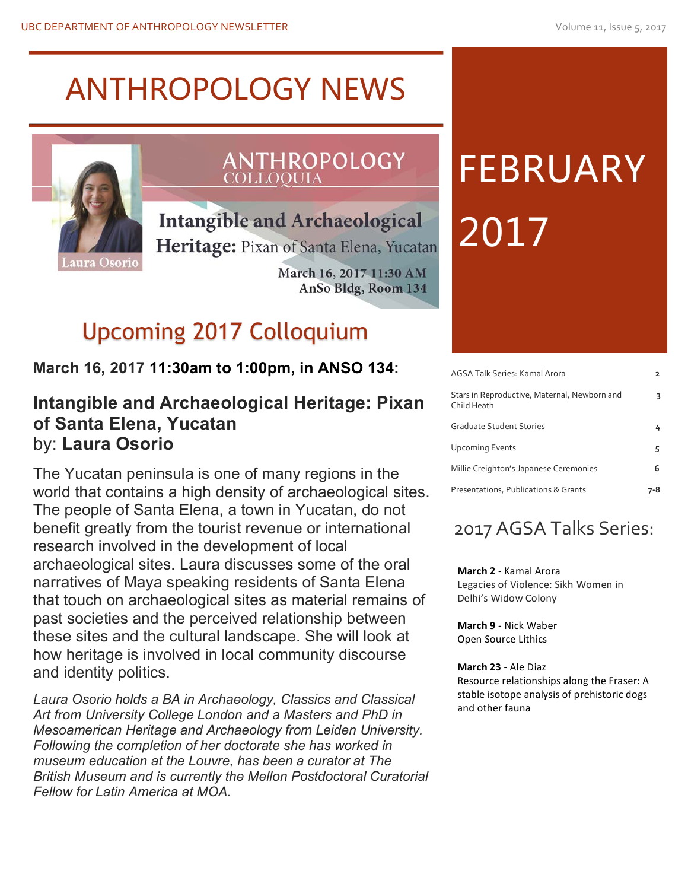# ANTHROPOLOGY NEWS

# FEBRUARY 2017

ANTHROPOLOGY COLLOQUIA

Laura Osorio

**Intangible and Archaeological Heritage:** Pixan of Santa Elena, Yucatan

March 16, 2017 11:30 AM
AnSo Bldg, Room 134

## Upcoming 2017 Colloquium

**March 16, 2017 11:30am to 1:00pm, in ANSO 134:**

### Intangible and Archaeological Heritage: Pixan of Santa Elena, Yucatan
by: **Laura Osorio**

The Yucatan peninsula is one of many regions in the world that contains a high density of archaeological sites. The people of Santa Elena, a town in Yucatan, do not benefit greatly from the tourist revenue or international research involved in the development of local archaeological sites. Laura discusses some of the oral narratives of Maya speaking residents of Santa Elena that touch on archaeological sites as material remains of past societies and the perceived relationship between these sites and the cultural landscape. She will look at how heritage is involved in local community discourse and identity politics.

*Laura Osorio holds a BA in Archaeology, Classics and Classical Art from University College London and a Masters and PhD in Mesoamerican Heritage and Archaeology from Leiden University. Following the completion of her doctorate she has worked in museum education at the Louvre, has been a curator at The British Museum and is currently the Mellon Postdoctoral Curatorial Fellow for Latin America at MOA.*

| | |
|---|---|
| AGSA Talk Series: Kamal Arora | 2 |
| Stars in Reproductive, Maternal, Newborn and Child Heath | 3 |
| Graduate Student Stories | 4 |
| Upcoming Events | 5 |
| Millie Creighton's Japanese Ceremonies | 6 |
| Presentations, Publications & Grants | 7-8 |

## 2017 AGSA Talks Series:

**March 2** - Kamal Arora
Legacies of Violence: Sikh Women in Delhi's Widow Colony

**March 9** - Nick Waber
Open Source Lithics

**March 23** - Ale Diaz
Resource relationships along the Fraser: A stable isotope analysis of prehistoric dogs and other fauna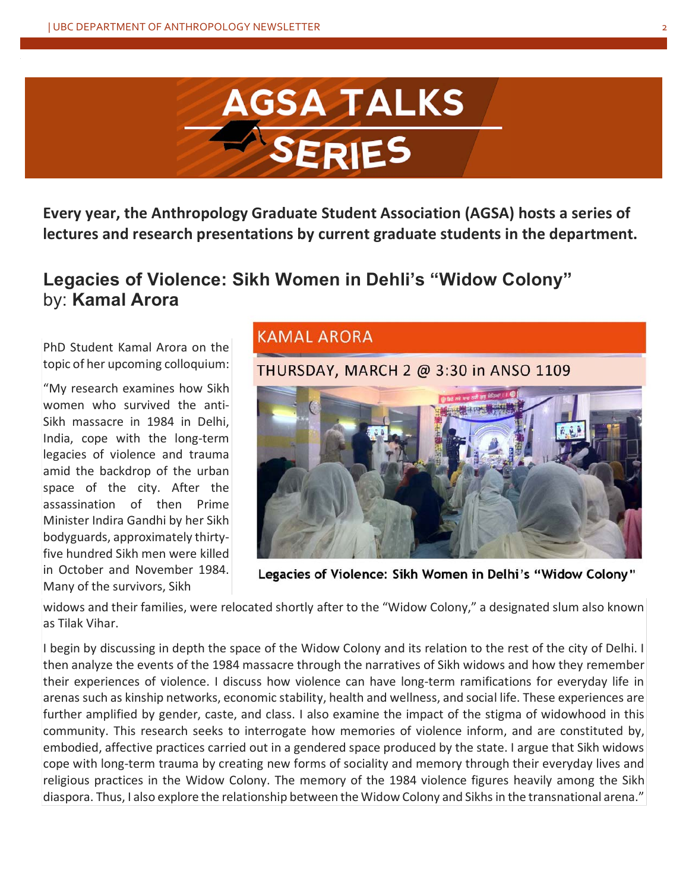# AGSA TALKS SERIES

**Every year, the Anthropology Graduate Student Association (AGSA) hosts a series of lectures and research presentations by current graduate students in the department.**

## Legacies of Violence: Sikh Women in Dehli's "Widow Colony" by: **Kamal Arora**

**KAMAL ARORA**

THURSDAY, MARCH 2 @ 3:30 in ANSO 1109

Legacies of Violence: Sikh Women in Delhi's "Widow Colony"

PhD Student Kamal Arora on the topic of her upcoming colloquium:

"My research examines how Sikh women who survived the anti-Sikh massacre in 1984 in Delhi, India, cope with the long-term legacies of violence and trauma amid the backdrop of the urban space of the city. After the assassination of then Prime Minister Indira Gandhi by her Sikh bodyguards, approximately thirty-five hundred Sikh men were killed in October and November 1984. Many of the survivors, Sikh widows and their families, were relocated shortly after to the "Widow Colony," a designated slum also known as Tilak Vihar.

I begin by discussing in depth the space of the Widow Colony and its relation to the rest of the city of Delhi. I then analyze the events of the 1984 massacre through the narratives of Sikh widows and how they remember their experiences of violence. I discuss how violence can have long-term ramifications for everyday life in arenas such as kinship networks, economic stability, health and wellness, and social life. These experiences are further amplified by gender, caste, and class. I also examine the impact of the stigma of widowhood in this community. This research seeks to interrogate how memories of violence inform, and are constituted by, embodied, affective practices carried out in a gendered space produced by the state. I argue that Sikh widows cope with long-term trauma by creating new forms of sociality and memory through their everyday lives and religious practices in the Widow Colony. The memory of the 1984 violence figures heavily among the Sikh diaspora. Thus, I also explore the relationship between the Widow Colony and Sikhs in the transnational arena."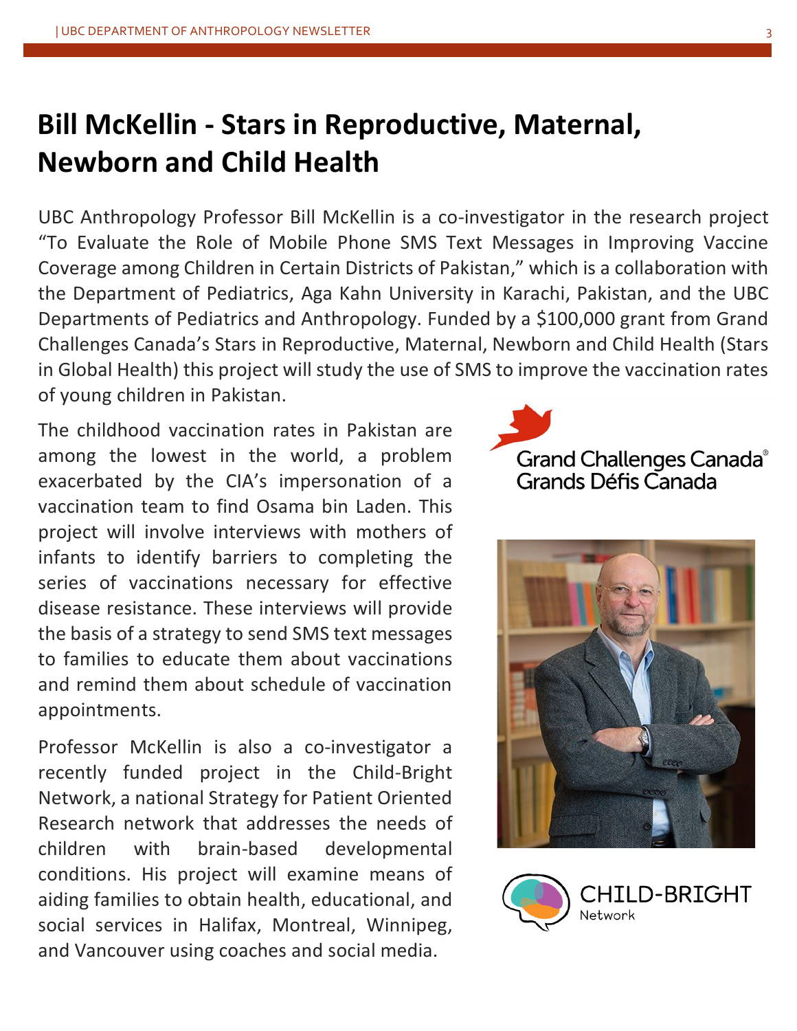# Bill McKellin - Stars in Reproductive, Maternal, Newborn and Child Health

UBC Anthropology Professor Bill McKellin is a co-investigator in the research project "To Evaluate the Role of Mobile Phone SMS Text Messages in Improving Vaccine Coverage among Children in Certain Districts of Pakistan," which is a collaboration with the Department of Pediatrics, Aga Kahn University in Karachi, Pakistan, and the UBC Departments of Pediatrics and Anthropology. Funded by a $100,000 grant from Grand Challenges Canada's Stars in Reproductive, Maternal, Newborn and Child Health (Stars in Global Health) this project will study the use of SMS to improve the vaccination rates of young children in Pakistan.

The childhood vaccination rates in Pakistan are among the lowest in the world, a problem exacerbated by the CIA's impersonation of a vaccination team to find Osama bin Laden. This project will involve interviews with mothers of infants to identify barriers to completing the series of vaccinations necessary for effective disease resistance. These interviews will provide the basis of a strategy to send SMS text messages to families to educate them about vaccinations and remind them about schedule of vaccination appointments.

Professor McKellin is also a co-investigator a recently funded project in the Child-Bright Network, a national Strategy for Patient Oriented Research network that addresses the needs of children with brain-based developmental conditions. His project will examine means of aiding families to obtain health, educational, and social services in Halifax, Montreal, Winnipeg, and Vancouver using coaches and social media.

Grand Challenges Canada®
Grands Défis Canada

CHILD-BRIGHT
Network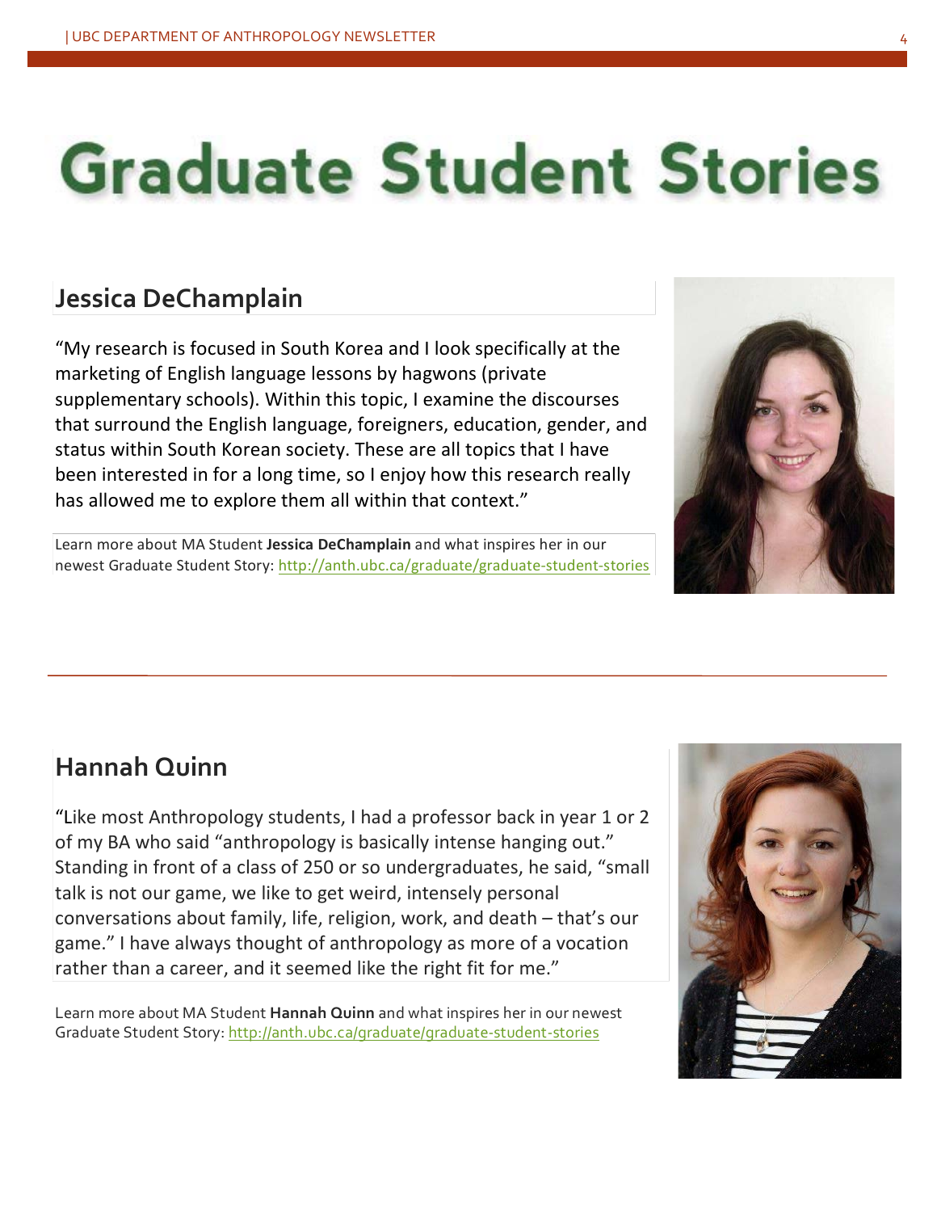# Graduate Student Stories

## Jessica DeChamplain

"My research is focused in South Korea and I look specifically at the marketing of English language lessons by hagwons (private supplementary schools). Within this topic, I examine the discourses that surround the English language, foreigners, education, gender, and status within South Korean society. These are all topics that I have been interested in for a long time, so I enjoy how this research really has allowed me to explore them all within that context."

Learn more about MA Student **Jessica DeChamplain** and what inspires her in our newest Graduate Student Story: http://anth.ubc.ca/graduate/graduate-student-stories

---

## Hannah Quinn

"Like most Anthropology students, I had a professor back in year 1 or 2 of my BA who said "anthropology is basically intense hanging out." Standing in front of a class of 250 or so undergraduates, he said, "small talk is not our game, we like to get weird, intensely personal conversations about family, life, religion, work, and death – that's our game." I have always thought of anthropology as more of a vocation rather than a career, and it seemed like the right fit for me."

Learn more about MA Student **Hannah Quinn** and what inspires her in our newest Graduate Student Story: http://anth.ubc.ca/graduate/graduate-student-stories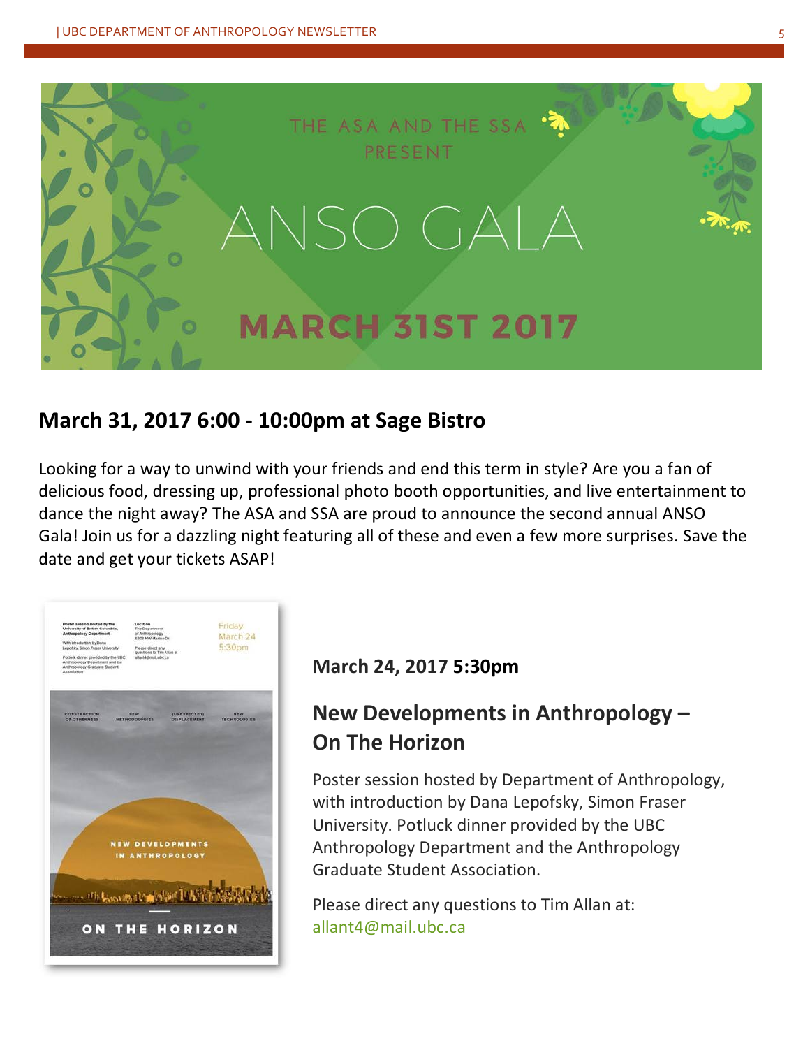THE ASA AND THE SSA PRESENT

# ANSO GALA

MARCH 31ST 2017

## March 31, 2017 6:00 - 10:00pm at Sage Bistro

Looking for a way to unwind with your friends and end this term in style? Are you a fan of delicious food, dressing up, professional photo booth opportunities, and live entertainment to dance the night away? The ASA and SSA are proud to announce the second annual ANSO Gala! Join us for a dazzling night featuring all of these and even a few more surprises. Save the date and get your tickets ASAP!

### March 24, 2017 5:30pm

## New Developments in Anthropology – On The Horizon

Poster session hosted by Department of Anthropology, with introduction by Dana Lepofsky, Simon Fraser University. Potluck dinner provided by the UBC Anthropology Department and the Anthropology Graduate Student Association.

Please direct any questions to Tim Allan at: allant4@mail.ubc.ca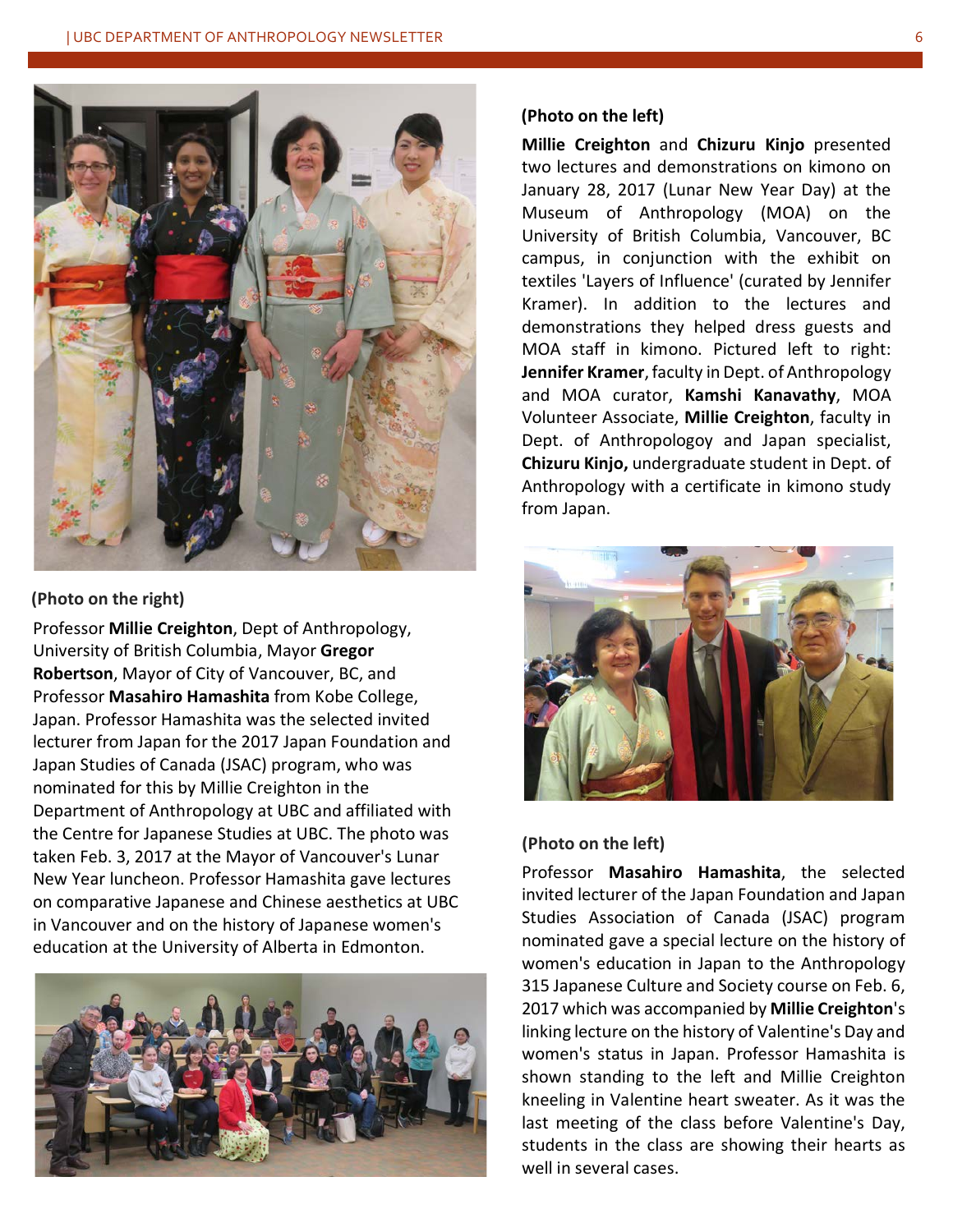**(Photo on the left)**

**Millie Creighton** and **Chizuru Kinjo** presented two lectures and demonstrations on kimono on January 28, 2017 (Lunar New Year Day) at the Museum of Anthropology (MOA) on the University of British Columbia, Vancouver, BC campus, in conjunction with the exhibit on textiles 'Layers of Influence' (curated by Jennifer Kramer). In addition to the lectures and demonstrations they helped dress guests and MOA staff in kimono. Pictured left to right: **Jennifer Kramer**, faculty in Dept. of Anthropology and MOA curator, **Kamshi Kanavathy**, MOA Volunteer Associate, **Millie Creighton**, faculty in Dept. of Anthropology and Japan specialist, **Chizuru Kinjo,** undergraduate student in Dept. of Anthropology with a certificate in kimono study from Japan.

**(Photo on the right)**

Professor **Millie Creighton**, Dept of Anthropology, University of British Columbia, Mayor **Gregor Robertson**, Mayor of City of Vancouver, BC, and Professor **Masahiro Hamashita** from Kobe College, Japan. Professor Hamashita was the selected invited lecturer from Japan for the 2017 Japan Foundation and Japan Studies of Canada (JSAC) program, who was nominated for this by Millie Creighton in the Department of Anthropology at UBC and affiliated with the Centre for Japanese Studies at UBC. The photo was taken Feb. 3, 2017 at the Mayor of Vancouver's Lunar New Year luncheon. Professor Hamashita gave lectures on comparative Japanese and Chinese aesthetics at UBC in Vancouver and on the history of Japanese women's education at the University of Alberta in Edmonton.

**(Photo on the left)**

Professor **Masahiro Hamashita**, the selected invited lecturer of the Japan Foundation and Japan Studies Association of Canada (JSAC) program nominated gave a special lecture on the history of women's education in Japan to the Anthropology 315 Japanese Culture and Society course on Feb. 6, 2017 which was accompanied by **Millie Creighton**'s linking lecture on the history of Valentine's Day and women's status in Japan. Professor Hamashita is shown standing to the left and Millie Creighton kneeling in Valentine heart sweater. As it was the last meeting of the class before Valentine's Day, students in the class are showing their hearts as well in several cases.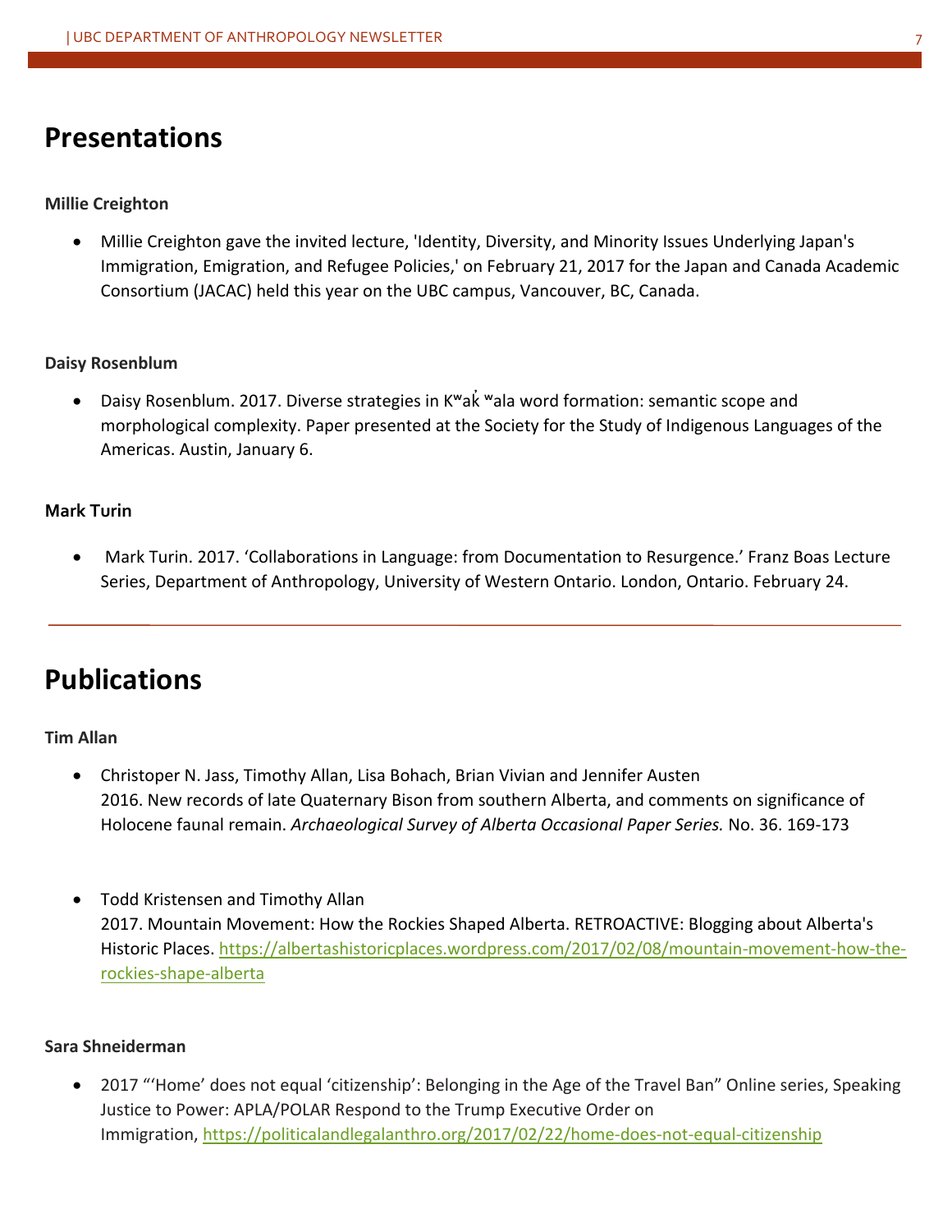## Presentations

**Millie Creighton**

- Millie Creighton gave the invited lecture, 'Identity, Diversity, and Minority Issues Underlying Japan's Immigration, Emigration, and Refugee Policies,' on February 21, 2017 for the Japan and Canada Academic Consortium (JACAC) held this year on the UBC campus, Vancouver, BC, Canada.

**Daisy Rosenblum**

- Daisy Rosenblum. 2017. Diverse strategies in Kʷak̓ʷala word formation: semantic scope and morphological complexity. Paper presented at the Society for the Study of Indigenous Languages of the Americas. Austin, January 6.

**Mark Turin**

- Mark Turin. 2017. 'Collaborations in Language: from Documentation to Resurgence.' Franz Boas Lecture Series, Department of Anthropology, University of Western Ontario. London, Ontario. February 24.

---

## Publications

**Tim Allan**

- Christoper N. Jass, Timothy Allan, Lisa Bohach, Brian Vivian and Jennifer Austen
  2016. New records of late Quaternary Bison from southern Alberta, and comments on significance of Holocene faunal remain. *Archaeological Survey of Alberta Occasional Paper Series.* No. 36. 169-173

- Todd Kristensen and Timothy Allan
  2017. Mountain Movement: How the Rockies Shaped Alberta. RETROACTIVE: Blogging about Alberta's Historic Places. https://albertashistoricplaces.wordpress.com/2017/02/08/mountain-movement-how-the-rockies-shape-alberta

**Sara Shneiderman**

- 2017 "'Home' does not equal 'citizenship': Belonging in the Age of the Travel Ban" Online series, Speaking Justice to Power: APLA/POLAR Respond to the Trump Executive Order on Immigration, https://politicalandlegalanthro.org/2017/02/22/home-does-not-equal-citizenship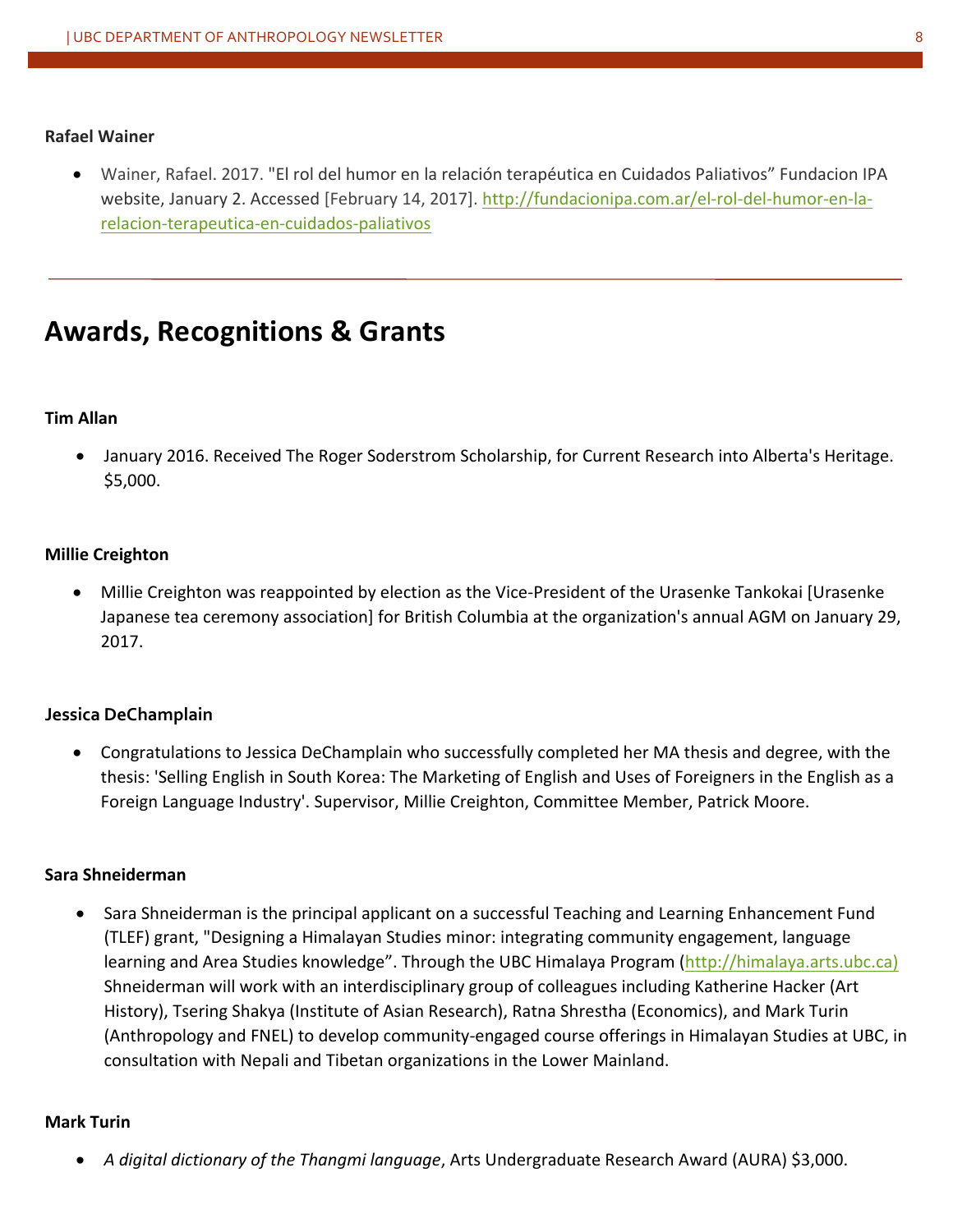**Rafael Wainer**

- Wainer, Rafael. 2017. "El rol del humor en la relación terapéutica en Cuidados Paliativos" Fundacion IPA website, January 2. Accessed [February 14, 2017]. http://fundacionipa.com.ar/el-rol-del-humor-en-la-relacion-terapeutica-en-cuidados-paliativos

---

## Awards, Recognitions & Grants

**Tim Allan**

- January 2016. Received The Roger Soderstrom Scholarship, for Current Research into Alberta's Heritage. $5,000.

**Millie Creighton**

- Millie Creighton was reappointed by election as the Vice-President of the Urasenke Tankokai [Urasenke Japanese tea ceremony association] for British Columbia at the organization's annual AGM on January 29, 2017.

**Jessica DeChamplain**

- Congratulations to Jessica DeChamplain who successfully completed her MA thesis and degree, with the thesis: 'Selling English in South Korea: The Marketing of English and Uses of Foreigners in the English as a Foreign Language Industry'. Supervisor, Millie Creighton, Committee Member, Patrick Moore.

**Sara Shneiderman**

- Sara Shneiderman is the principal applicant on a successful Teaching and Learning Enhancement Fund (TLEF) grant, "Designing a Himalayan Studies minor: integrating community engagement, language learning and Area Studies knowledge". Through the UBC Himalaya Program (http://himalaya.arts.ubc.ca) Shneiderman will work with an interdisciplinary group of colleagues including Katherine Hacker (Art History), Tsering Shakya (Institute of Asian Research), Ratna Shrestha (Economics), and Mark Turin (Anthropology and FNEL) to develop community-engaged course offerings in Himalayan Studies at UBC, in consultation with Nepali and Tibetan organizations in the Lower Mainland.

**Mark Turin**

- *A digital dictionary of the Thangmi language*, Arts Undergraduate Research Award (AURA) $3,000.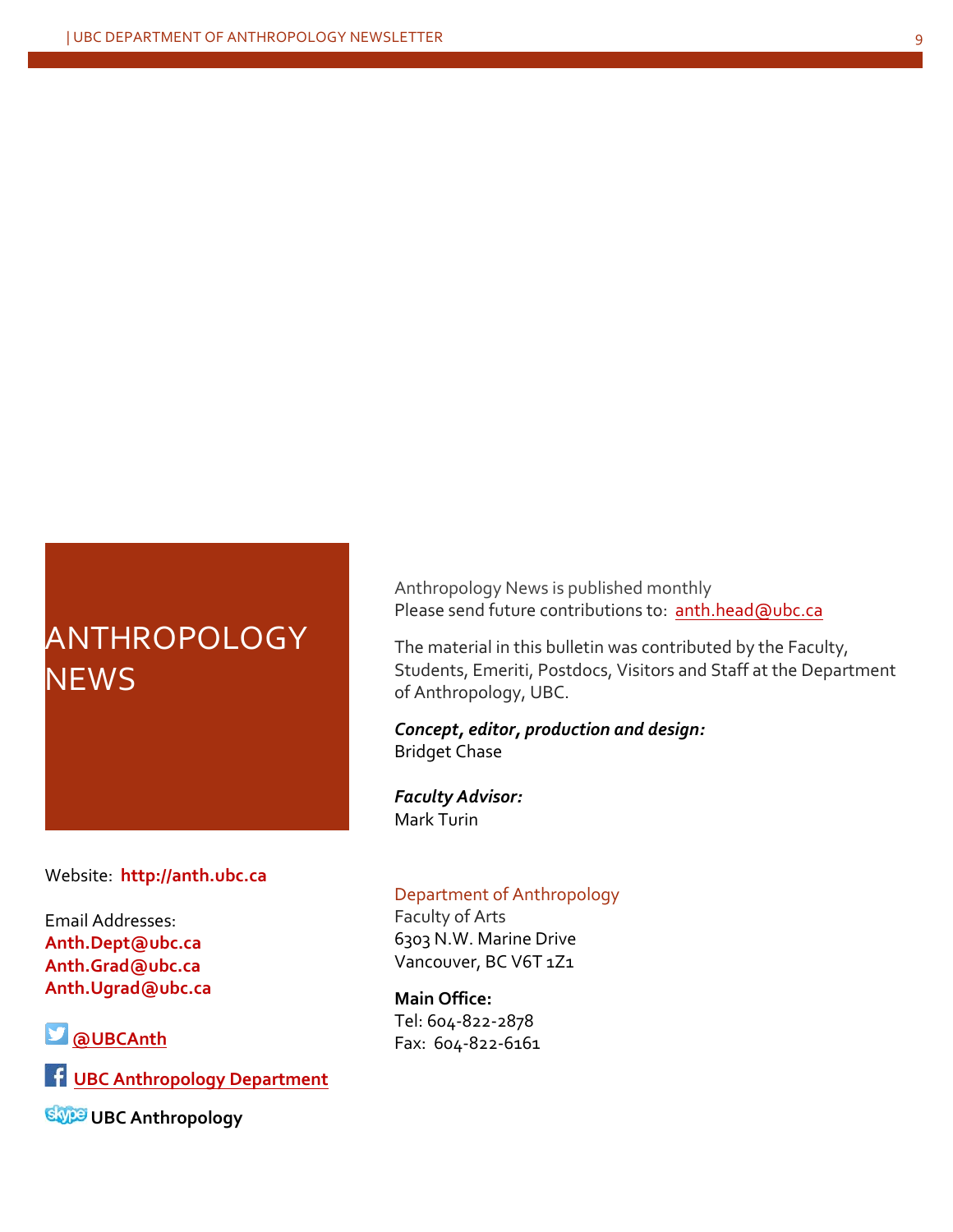# ANTHROPOLOGY NEWS

Website: **http://anth.ubc.ca**

Email Addresses:
**Anth.Dept@ubc.ca**
**Anth.Grad@ubc.ca**
**Anth.Ugrad@ubc.ca**

**@UBCAnth**

**UBC Anthropology Department**

**UBC Anthropology**

Anthropology News is published monthly
Please send future contributions to: anth.head@ubc.ca

The material in this bulletin was contributed by the Faculty, Students, Emeriti, Postdocs, Visitors and Staff at the Department of Anthropology, UBC.

***Concept, editor, production and design:***
Bridget Chase

***Faculty Advisor:***
Mark Turin

Department of Anthropology
Faculty of Arts
6303 N.W. Marine Drive
Vancouver, BC V6T 1Z1

**Main Office:**
Tel: 604-822-2878
Fax: 604-822-6161